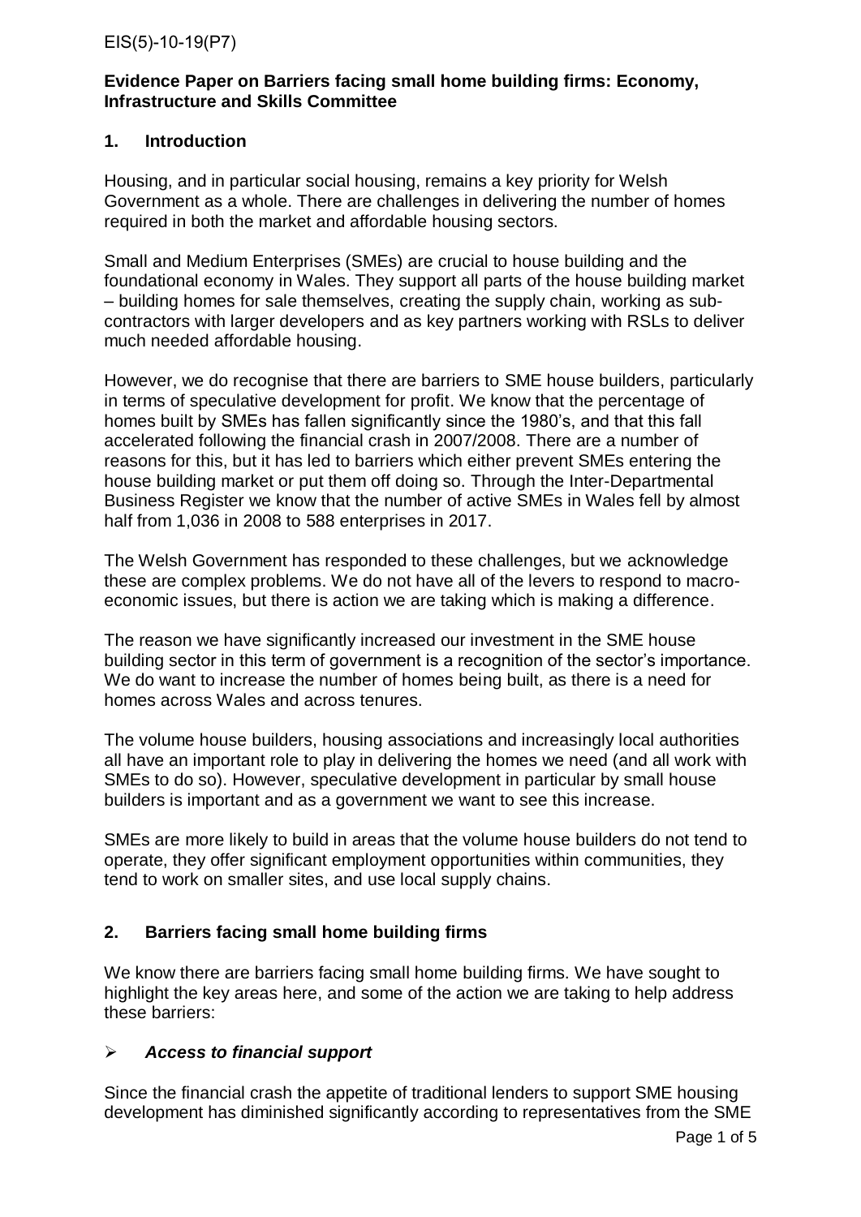EIS(5)-10-19(P7)

**Evidence Paper on Barriers facing small home building firms: Economy, Infrastructure and Skills Committee**

## 1. Introduction

Housing, and in particular social housing, remains a key priority for Welsh Government as a whole. There are challenges in delivering the number of homes required in both the market and affordable housing sectors.

Small and Medium Enterprises (SMEs) are crucial to house building and the foundational economy in Wales. They support all parts of the house building market – building homes for sale themselves, creating the supply chain, working as sub-contractors with larger developers and as key partners working with RSLs to deliver much needed affordable housing.

However, we do recognise that there are barriers to SME house builders, particularly in terms of speculative development for profit. We know that the percentage of homes built by SMEs has fallen significantly since the 1980's, and that this fall accelerated following the financial crash in 2007/2008. There are a number of reasons for this, but it has led to barriers which either prevent SMEs entering the house building market or put them off doing so. Through the Inter-Departmental Business Register we know that the number of active SMEs in Wales fell by almost half from 1,036 in 2008 to 588 enterprises in 2017.

The Welsh Government has responded to these challenges, but we acknowledge these are complex problems. We do not have all of the levers to respond to macro-economic issues, but there is action we are taking which is making a difference.

The reason we have significantly increased our investment in the SME house building sector in this term of government is a recognition of the sector's importance. We do want to increase the number of homes being built, as there is a need for homes across Wales and across tenures.

The volume house builders, housing associations and increasingly local authorities all have an important role to play in delivering the homes we need (and all work with SMEs to do so). However, speculative development in particular by small house builders is important and as a government we want to see this increase.

SMEs are more likely to build in areas that the volume house builders do not tend to operate, they offer significant employment opportunities within communities, they tend to work on smaller sites, and use local supply chains.

## 2. Barriers facing small home building firms

We know there are barriers facing small home building firms. We have sought to highlight the key areas here, and some of the action we are taking to help address these barriers:

- ***Access to financial support***

Since the financial crash the appetite of traditional lenders to support SME housing development has diminished significantly according to representatives from the SME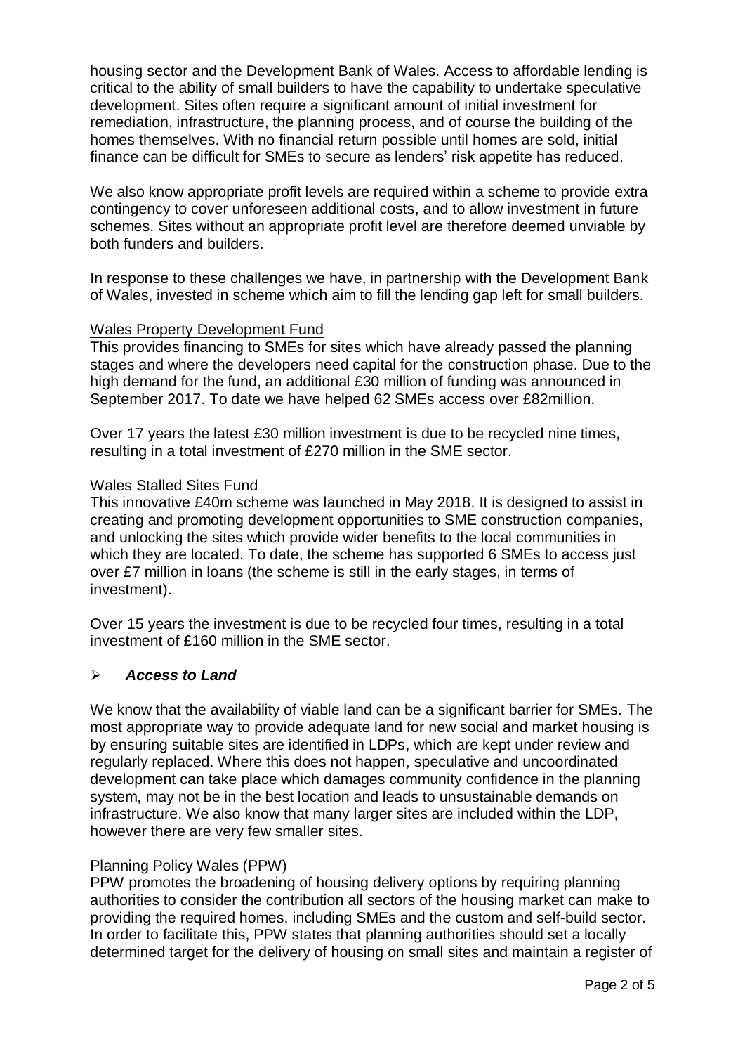housing sector and the Development Bank of Wales. Access to affordable lending is critical to the ability of small builders to have the capability to undertake speculative development. Sites often require a significant amount of initial investment for remediation, infrastructure, the planning process, and of course the building of the homes themselves. With no financial return possible until homes are sold, initial finance can be difficult for SMEs to secure as lenders' risk appetite has reduced.

We also know appropriate profit levels are required within a scheme to provide extra contingency to cover unforeseen additional costs, and to allow investment in future schemes. Sites without an appropriate profit level are therefore deemed unviable by both funders and builders.

In response to these challenges we have, in partnership with the Development Bank of Wales, invested in scheme which aim to fill the lending gap left for small builders.

<u>Wales Property Development Fund</u>
This provides financing to SMEs for sites which have already passed the planning stages and where the developers need capital for the construction phase. Due to the high demand for the fund, an additional £30 million of funding was announced in September 2017. To date we have helped 62 SMEs access over £82million.

Over 17 years the latest £30 million investment is due to be recycled nine times, resulting in a total investment of £270 million in the SME sector.

<u>Wales Stalled Sites Fund</u>
This innovative £40m scheme was launched in May 2018. It is designed to assist in creating and promoting development opportunities to SME construction companies, and unlocking the sites which provide wider benefits to the local communities in which they are located. To date, the scheme has supported 6 SMEs to access just over £7 million in loans (the scheme is still in the early stages, in terms of investment).

Over 15 years the investment is due to be recycled four times, resulting in a total investment of £160 million in the SME sector.

- ***Access to Land***

We know that the availability of viable land can be a significant barrier for SMEs. The most appropriate way to provide adequate land for new social and market housing is by ensuring suitable sites are identified in LDPs, which are kept under review and regularly replaced. Where this does not happen, speculative and uncoordinated development can take place which damages community confidence in the planning system, may not be in the best location and leads to unsustainable demands on infrastructure. We also know that many larger sites are included within the LDP, however there are very few smaller sites.

<u>Planning Policy Wales (PPW)</u>
PPW promotes the broadening of housing delivery options by requiring planning authorities to consider the contribution all sectors of the housing market can make to providing the required homes, including SMEs and the custom and self-build sector. In order to facilitate this, PPW states that planning authorities should set a locally determined target for the delivery of housing on small sites and maintain a register of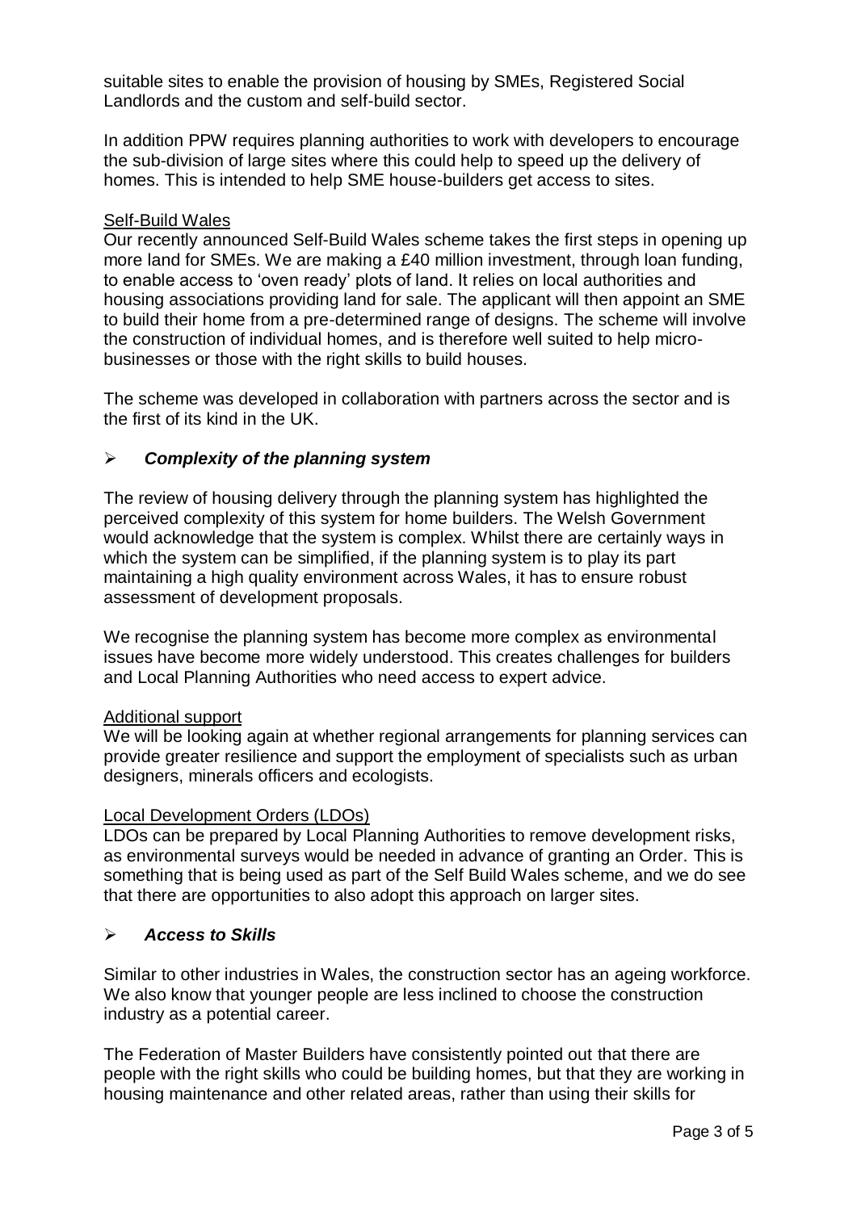suitable sites to enable the provision of housing by SMEs, Registered Social Landlords and the custom and self-build sector.

In addition PPW requires planning authorities to work with developers to encourage the sub-division of large sites where this could help to speed up the delivery of homes. This is intended to help SME house-builders get access to sites.

<u>Self-Build Wales</u>

Our recently announced Self-Build Wales scheme takes the first steps in opening up more land for SMEs. We are making a £40 million investment, through loan funding, to enable access to 'oven ready' plots of land. It relies on local authorities and housing associations providing land for sale. The applicant will then appoint an SME to build their home from a pre-determined range of designs. The scheme will involve the construction of individual homes, and is therefore well suited to help micro-businesses or those with the right skills to build houses.

The scheme was developed in collaboration with partners across the sector and is the first of its kind in the UK.

- ***Complexity of the planning system***

The review of housing delivery through the planning system has highlighted the perceived complexity of this system for home builders. The Welsh Government would acknowledge that the system is complex. Whilst there are certainly ways in which the system can be simplified, if the planning system is to play its part maintaining a high quality environment across Wales, it has to ensure robust assessment of development proposals.

We recognise the planning system has become more complex as environmental issues have become more widely understood. This creates challenges for builders and Local Planning Authorities who need access to expert advice.

<u>Additional support</u>

We will be looking again at whether regional arrangements for planning services can provide greater resilience and support the employment of specialists such as urban designers, minerals officers and ecologists.

<u>Local Development Orders (LDOs)</u>

LDOs can be prepared by Local Planning Authorities to remove development risks, as environmental surveys would be needed in advance of granting an Order. This is something that is being used as part of the Self Build Wales scheme, and we do see that there are opportunities to also adopt this approach on larger sites.

- ***Access to Skills***

Similar to other industries in Wales, the construction sector has an ageing workforce. We also know that younger people are less inclined to choose the construction industry as a potential career.

The Federation of Master Builders have consistently pointed out that there are people with the right skills who could be building homes, but that they are working in housing maintenance and other related areas, rather than using their skills for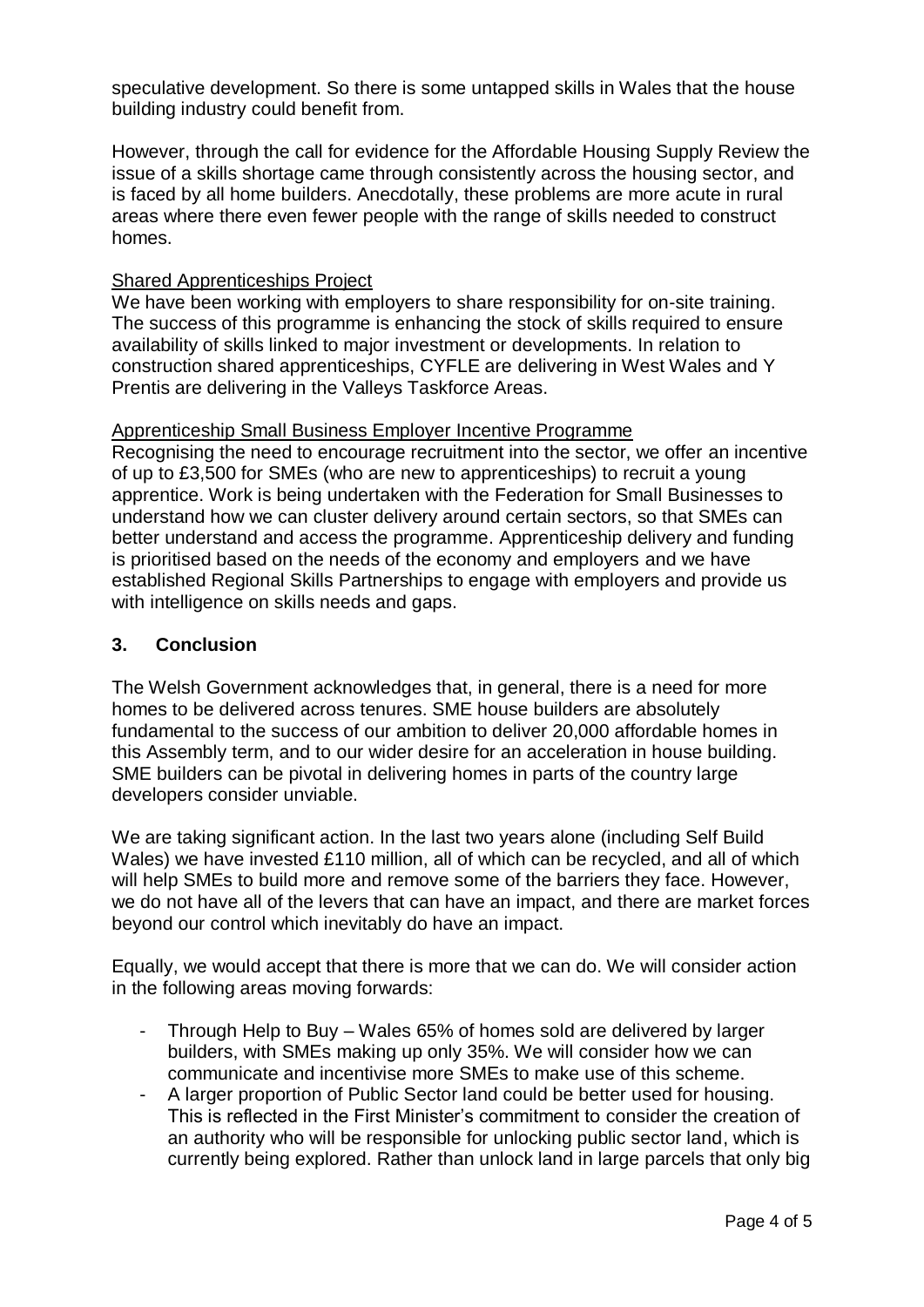speculative development. So there is some untapped skills in Wales that the house building industry could benefit from.

However, through the call for evidence for the Affordable Housing Supply Review the issue of a skills shortage came through consistently across the housing sector, and is faced by all home builders. Anecdotally, these problems are more acute in rural areas where there even fewer people with the range of skills needed to construct homes.

Shared Apprenticeships Project

We have been working with employers to share responsibility for on-site training. The success of this programme is enhancing the stock of skills required to ensure availability of skills linked to major investment or developments. In relation to construction shared apprenticeships, CYFLE are delivering in West Wales and Y Prentis are delivering in the Valleys Taskforce Areas.

Apprenticeship Small Business Employer Incentive Programme

Recognising the need to encourage recruitment into the sector, we offer an incentive of up to £3,500 for SMEs (who are new to apprenticeships) to recruit a young apprentice. Work is being undertaken with the Federation for Small Businesses to understand how we can cluster delivery around certain sectors, so that SMEs can better understand and access the programme. Apprenticeship delivery and funding is prioritised based on the needs of the economy and employers and we have established Regional Skills Partnerships to engage with employers and provide us with intelligence on skills needs and gaps.

## 3. Conclusion

The Welsh Government acknowledges that, in general, there is a need for more homes to be delivered across tenures. SME house builders are absolutely fundamental to the success of our ambition to deliver 20,000 affordable homes in this Assembly term, and to our wider desire for an acceleration in house building. SME builders can be pivotal in delivering homes in parts of the country large developers consider unviable.

We are taking significant action. In the last two years alone (including Self Build Wales) we have invested £110 million, all of which can be recycled, and all of which will help SMEs to build more and remove some of the barriers they face. However, we do not have all of the levers that can have an impact, and there are market forces beyond our control which inevitably do have an impact.

Equally, we would accept that there is more that we can do. We will consider action in the following areas moving forwards:

- Through Help to Buy – Wales 65% of homes sold are delivered by larger builders, with SMEs making up only 35%. We will consider how we can communicate and incentivise more SMEs to make use of this scheme.
- A larger proportion of Public Sector land could be better used for housing. This is reflected in the First Minister's commitment to consider the creation of an authority who will be responsible for unlocking public sector land, which is currently being explored. Rather than unlock land in large parcels that only big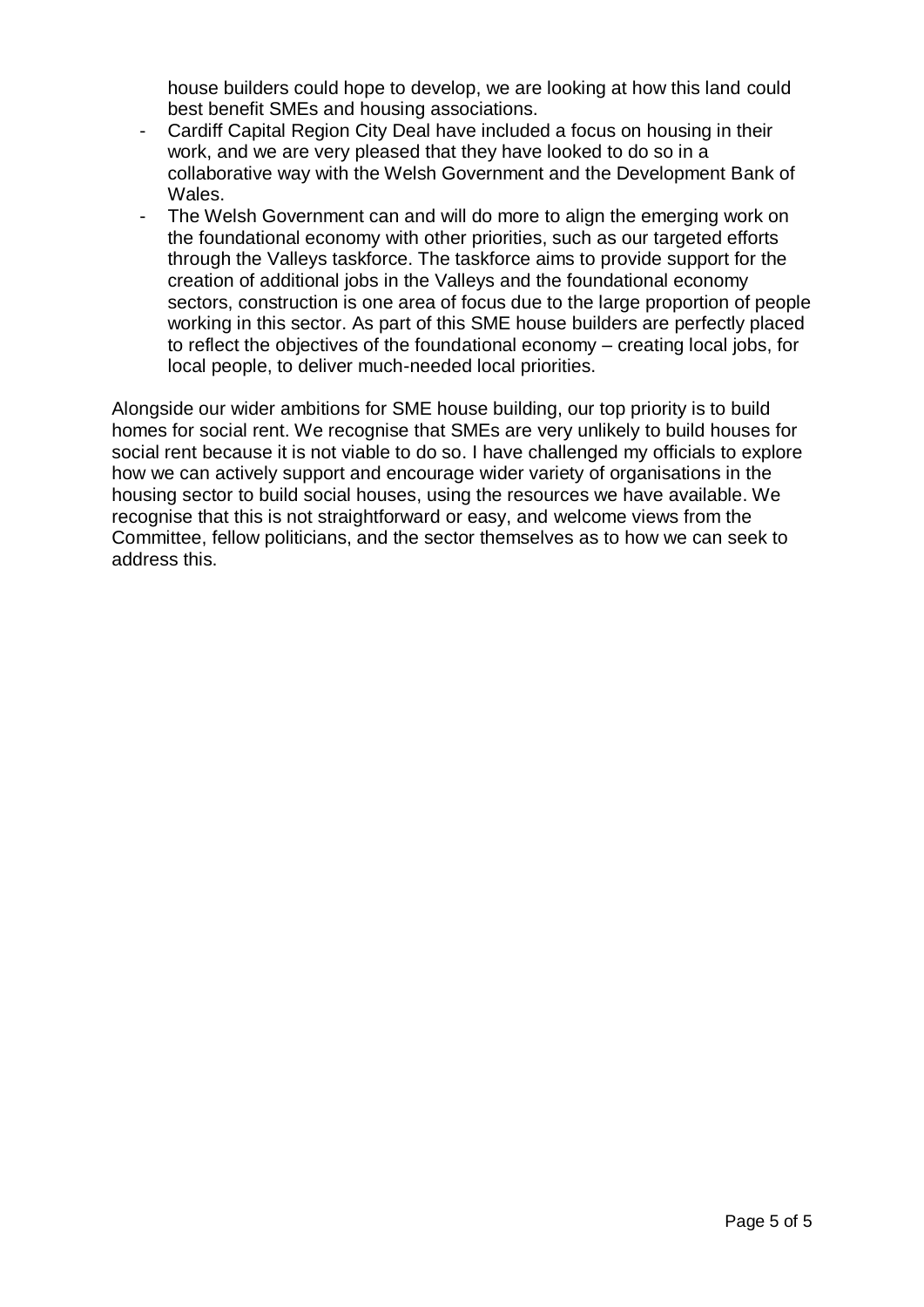house builders could hope to develop, we are looking at how this land could best benefit SMEs and housing associations.

- Cardiff Capital Region City Deal have included a focus on housing in their work, and we are very pleased that they have looked to do so in a collaborative way with the Welsh Government and the Development Bank of Wales.
- The Welsh Government can and will do more to align the emerging work on the foundational economy with other priorities, such as our targeted efforts through the Valleys taskforce. The taskforce aims to provide support for the creation of additional jobs in the Valleys and the foundational economy sectors, construction is one area of focus due to the large proportion of people working in this sector. As part of this SME house builders are perfectly placed to reflect the objectives of the foundational economy – creating local jobs, for local people, to deliver much-needed local priorities.

Alongside our wider ambitions for SME house building, our top priority is to build homes for social rent. We recognise that SMEs are very unlikely to build houses for social rent because it is not viable to do so. I have challenged my officials to explore how we can actively support and encourage wider variety of organisations in the housing sector to build social houses, using the resources we have available. We recognise that this is not straightforward or easy, and welcome views from the Committee, fellow politicians, and the sector themselves as to how we can seek to address this.